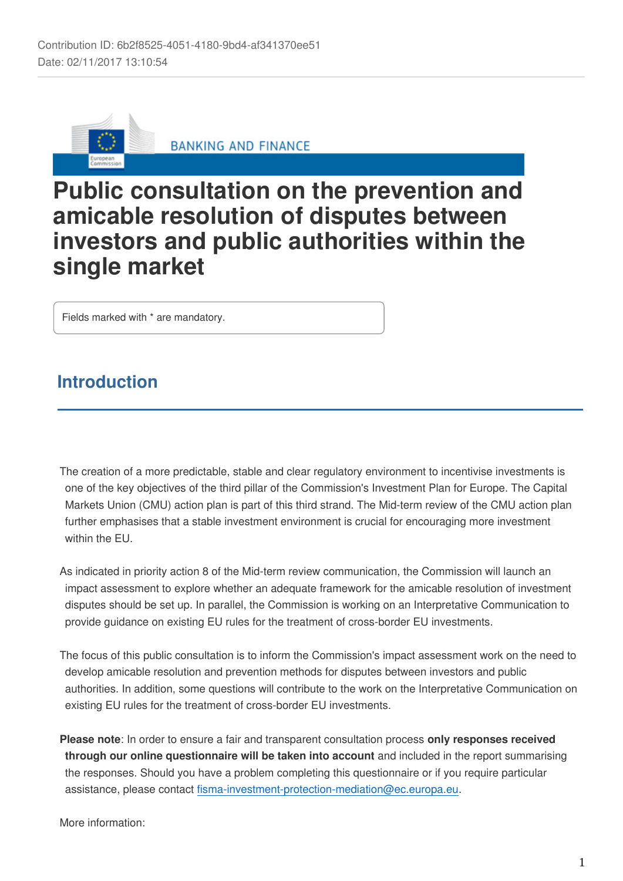Contribution ID: 6b2f8525-4051-4180-9bd4-af341370ee51
Date: 02/11/2017 13:10:54

BANKING AND FINANCE

# Public consultation on the prevention and amicable resolution of disputes between investors and public authorities within the single market

Fields marked with * are mandatory.

## Introduction

The creation of a more predictable, stable and clear regulatory environment to incentivise investments is one of the key objectives of the third pillar of the Commission's Investment Plan for Europe. The Capital Markets Union (CMU) action plan is part of this third strand. The Mid-term review of the CMU action plan further emphasises that a stable investment environment is crucial for encouraging more investment within the EU.

As indicated in priority action 8 of the Mid-term review communication, the Commission will launch an impact assessment to explore whether an adequate framework for the amicable resolution of investment disputes should be set up. In parallel, the Commission is working on an Interpretative Communication to provide guidance on existing EU rules for the treatment of cross-border EU investments.

The focus of this public consultation is to inform the Commission's impact assessment work on the need to develop amicable resolution and prevention methods for disputes between investors and public authorities. In addition, some questions will contribute to the work on the Interpretative Communication on existing EU rules for the treatment of cross-border EU investments.

**Please note**: In order to ensure a fair and transparent consultation process **only responses received through our online questionnaire will be taken into account** and included in the report summarising the responses. Should you have a problem completing this questionnaire or if you require particular assistance, please contact fisma-investment-protection-mediation@ec.europa.eu.

More information: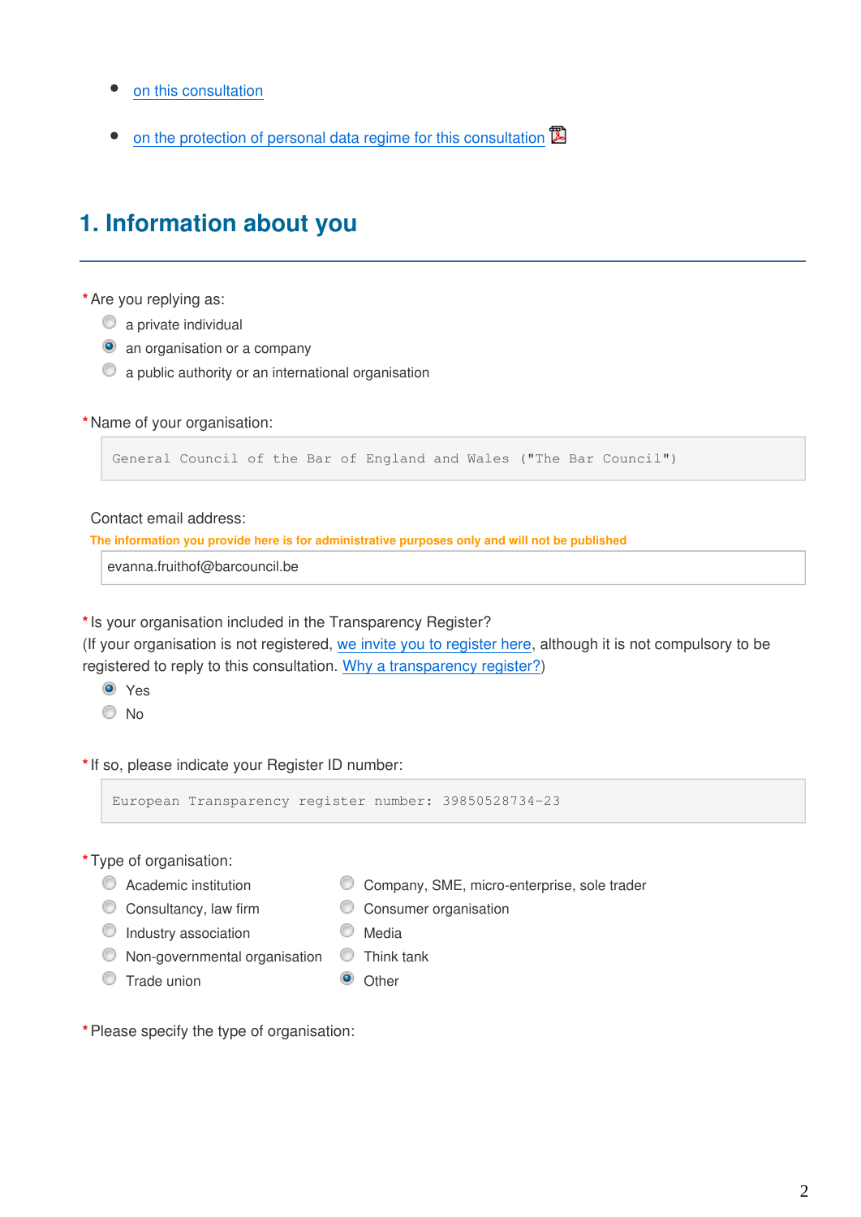- on this consultation
- on the protection of personal data regime for this consultation

## 1. Information about you

*Are you replying as:

- ○ a private individual
- ◉ an organisation or a company
- ○ a public authority or an international organisation

*Name of your organisation:

General Council of the Bar of England and Wales ("The Bar Council")

Contact email address:

**The information you provide here is for administrative purposes only and will not be published**

evanna.fruithof@barcouncil.be

*Is your organisation included in the Transparency Register?
(If your organisation is not registered, we invite you to register here, although it is not compulsory to be registered to reply to this consultation. Why a transparency register?)

- ◉ Yes
- ○ No

*If so, please indicate your Register ID number:

European Transparency register number: 39850528734-23

*Type of organisation:

- ○ Academic institution
- ○ Consultancy, law firm
- ○ Industry association
- ○ Non-governmental organisation
- ○ Trade union
- ○ Company, SME, micro-enterprise, sole trader
- ○ Consumer organisation
- ○ Media
- ○ Think tank
- ◉ Other

*Please specify the type of organisation: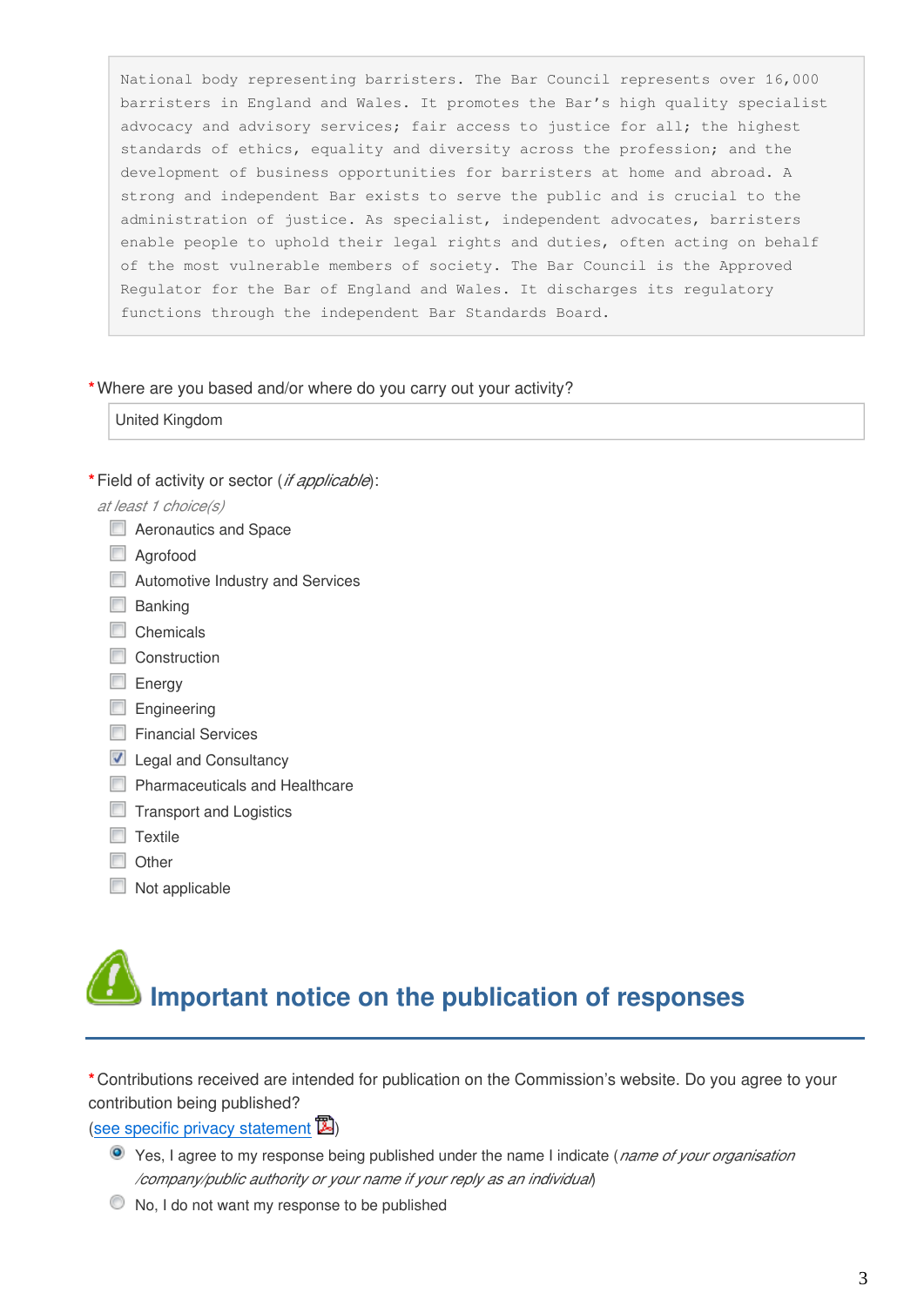```
National body representing barristers. The Bar Council represents over 16,000
barristers in England and Wales. It promotes the Bar’s high quality specialist
advocacy and advisory services; fair access to justice for all; the highest
standards of ethics, equality and diversity across the profession; and the
development of business opportunities for barristers at home and abroad. A
strong and independent Bar exists to serve the public and is crucial to the
administration of justice. As specialist, independent advocates, barristers
enable people to uphold their legal rights and duties, often acting on behalf
of the most vulnerable members of society. The Bar Council is the Approved
Regulator for the Bar of England and Wales. It discharges its regulatory
functions through the independent Bar Standards Board.
```

*Where are you based and/or where do you carry out your activity?

United Kingdom

*Field of activity or sector (*if applicable*):

*at least 1 choice(s)*

- [ ] Aeronautics and Space
- [ ] Agrofood
- [ ] Automotive Industry and Services
- [ ] Banking
- [ ] Chemicals
- [ ] Construction
- [ ] Energy
- [ ] Engineering
- [ ] Financial Services
- [x] Legal and Consultancy
- [ ] Pharmaceuticals and Healthcare
- [ ] Transport and Logistics
- [ ] Textile
- [ ] Other
- [ ] Not applicable

## Important notice on the publication of responses

*Contributions received are intended for publication on the Commission’s website. Do you agree to your contribution being published?
(see specific privacy statement)

- (●) Yes, I agree to my response being published under the name I indicate (*name of your organisation /company/public authority or your name if your reply as an individual*)
- ( ) No, I do not want my response to be published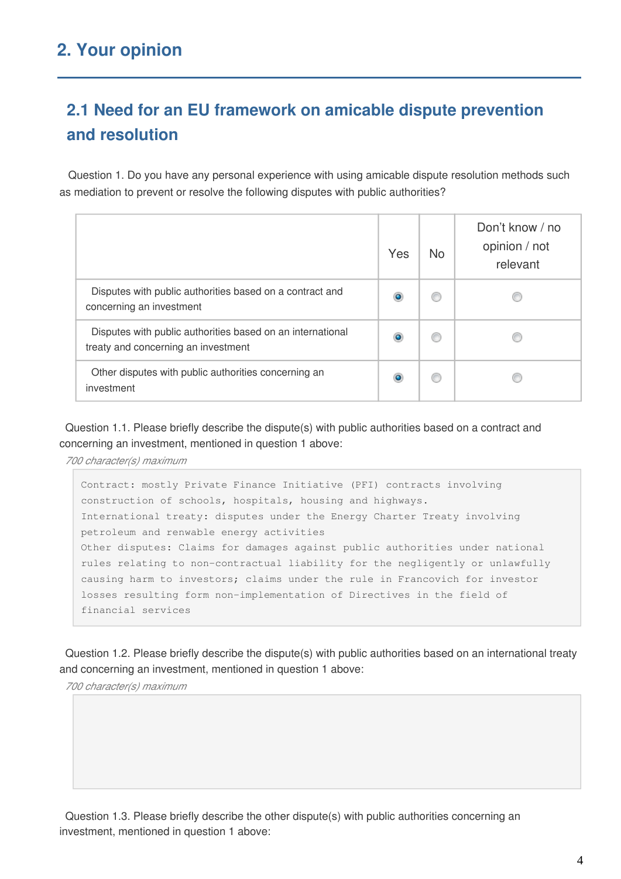## 2. Your opinion

### 2.1 Need for an EU framework on amicable dispute prevention and resolution

Question 1. Do you have any personal experience with using amicable dispute resolution methods such as mediation to prevent or resolve the following disputes with public authorities?

| | Yes | No | Don't know / no opinion / not relevant |
|---|---|---|---|
| Disputes with public authorities based on a contract and concerning an investment | ◉ | ○ | ○ |
| Disputes with public authorities based on an international treaty and concerning an investment | ◉ | ○ | ○ |
| Other disputes with public authorities concerning an investment | ◉ | ○ | ○ |

Question 1.1. Please briefly describe the dispute(s) with public authorities based on a contract and concerning an investment, mentioned in question 1 above:

*700 character(s) maximum*

```
Contract: mostly Private Finance Initiative (PFI) contracts involving
construction of schools, hospitals, housing and highways.
International treaty: disputes under the Energy Charter Treaty involving
petroleum and renewable energy activities
Other disputes: Claims for damages against public authorities under national
rules relating to non-contractual liability for the negligently or unlawfully
causing harm to investors; claims under the rule in Francovich for investor
losses resulting form non-implementation of Directives in the field of
financial services
```

Question 1.2. Please briefly describe the dispute(s) with public authorities based on an international treaty and concerning an investment, mentioned in question 1 above:

*700 character(s) maximum*

Question 1.3. Please briefly describe the other dispute(s) with public authorities concerning an investment, mentioned in question 1 above: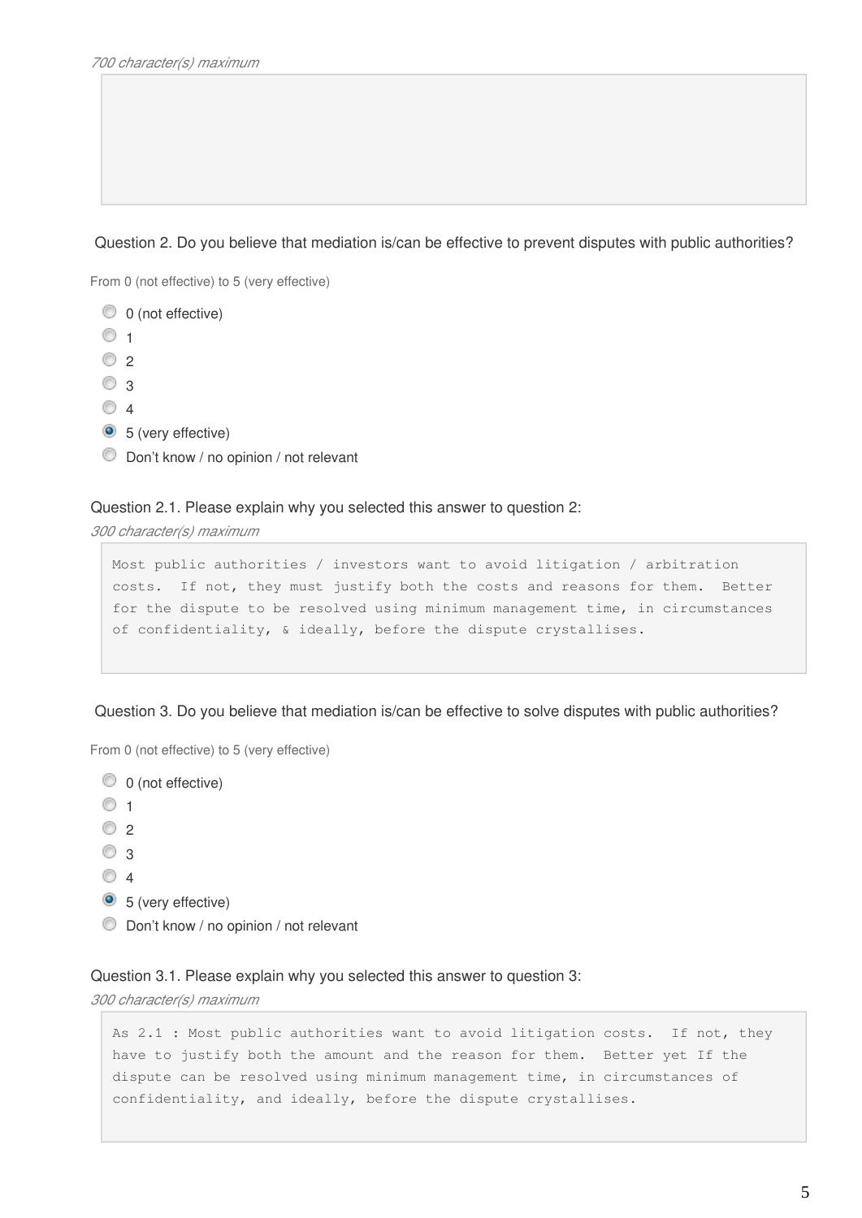*700 character(s) maximum*

Question 2. Do you believe that mediation is/can be effective to prevent disputes with public authorities?

From 0 (not effective) to 5 (very effective)

- ○ 0 (not effective)
- ○ 1
- ○ 2
- ○ 3
- ○ 4
- ● 5 (very effective)
- ○ Don't know / no opinion / not relevant

Question 2.1. Please explain why you selected this answer to question 2:

*300 character(s) maximum*

```
Most public authorities / investors want to avoid litigation / arbitration
costs.  If not, they must justify both the costs and reasons for them.  Better
for the dispute to be resolved using minimum management time, in circumstances
of confidentiality, & ideally, before the dispute crystallises.
```

Question 3. Do you believe that mediation is/can be effective to solve disputes with public authorities?

From 0 (not effective) to 5 (very effective)

- ○ 0 (not effective)
- ○ 1
- ○ 2
- ○ 3
- ○ 4
- ● 5 (very effective)
- ○ Don't know / no opinion / not relevant

Question 3.1. Please explain why you selected this answer to question 3:

*300 character(s) maximum*

```
As 2.1 : Most public authorities want to avoid litigation costs.  If not, they
have to justify both the amount and the reason for them.  Better yet If the
dispute can be resolved using minimum management time, in circumstances of
confidentiality, and ideally, before the dispute crystallises.
```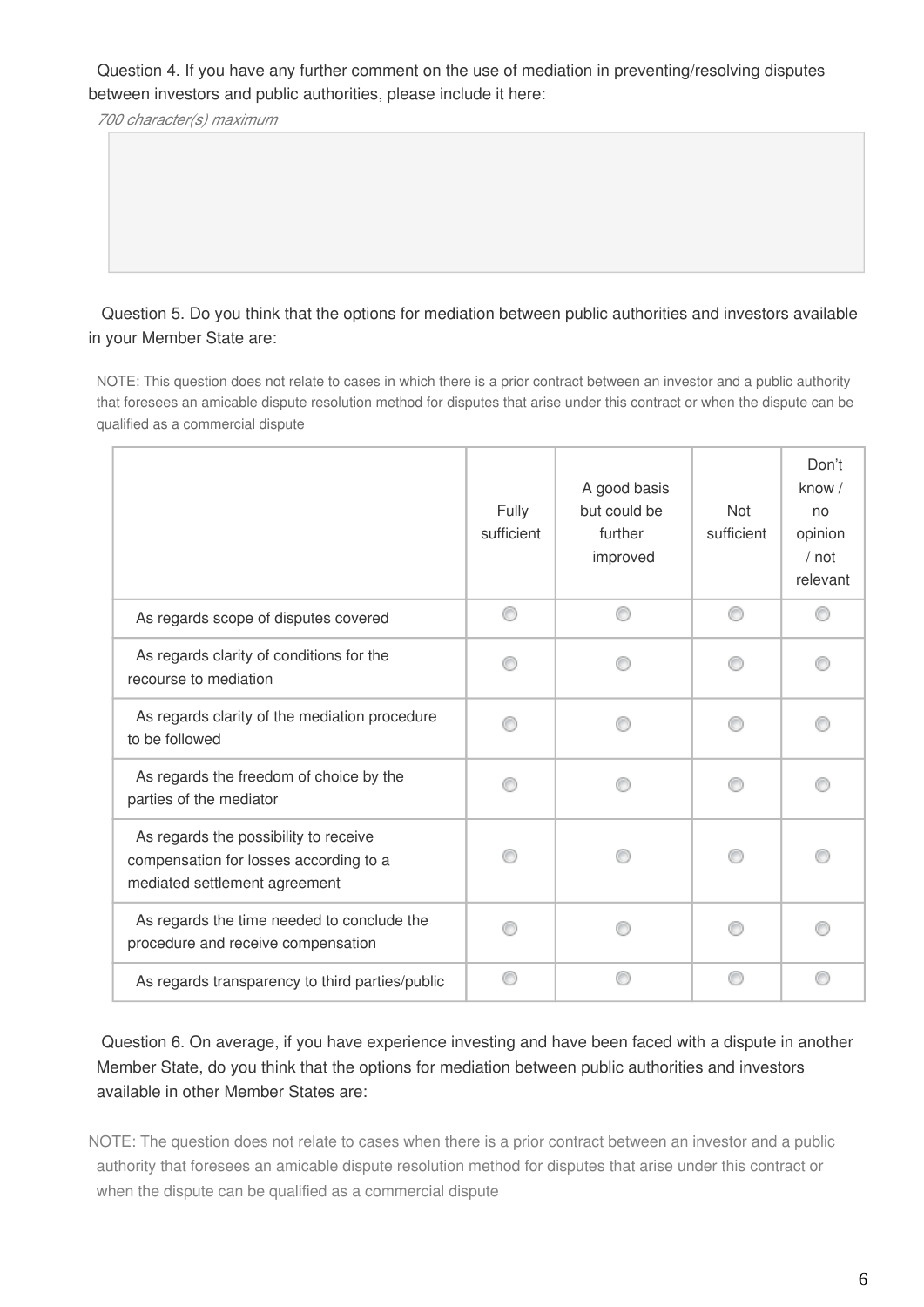Question 4. If you have any further comment on the use of mediation in preventing/resolving disputes between investors and public authorities, please include it here:

*700 character(s) maximum*

Question 5. Do you think that the options for mediation between public authorities and investors available in your Member State are:

NOTE: This question does not relate to cases in which there is a prior contract between an investor and a public authority that foresees an amicable dispute resolution method for disputes that arise under this contract or when the dispute can be qualified as a commercial dispute

| | Fully sufficient | A good basis but could be further improved | Not sufficient | Don't know / no opinion / not relevant |
|---|---|---|---|---|
| As regards scope of disputes covered | ○ | ○ | ○ | ○ |
| As regards clarity of conditions for the recourse to mediation | ○ | ○ | ○ | ○ |
| As regards clarity of the mediation procedure to be followed | ○ | ○ | ○ | ○ |
| As regards the freedom of choice by the parties of the mediator | ○ | ○ | ○ | ○ |
| As regards the possibility to receive compensation for losses according to a mediated settlement agreement | ○ | ○ | ○ | ○ |
| As regards the time needed to conclude the procedure and receive compensation | ○ | ○ | ○ | ○ |
| As regards transparency to third parties/public | ○ | ○ | ○ | ○ |

Question 6. On average, if you have experience investing and have been faced with a dispute in another Member State, do you think that the options for mediation between public authorities and investors available in other Member States are:

NOTE: The question does not relate to cases when there is a prior contract between an investor and a public authority that foresees an amicable dispute resolution method for disputes that arise under this contract or when the dispute can be qualified as a commercial dispute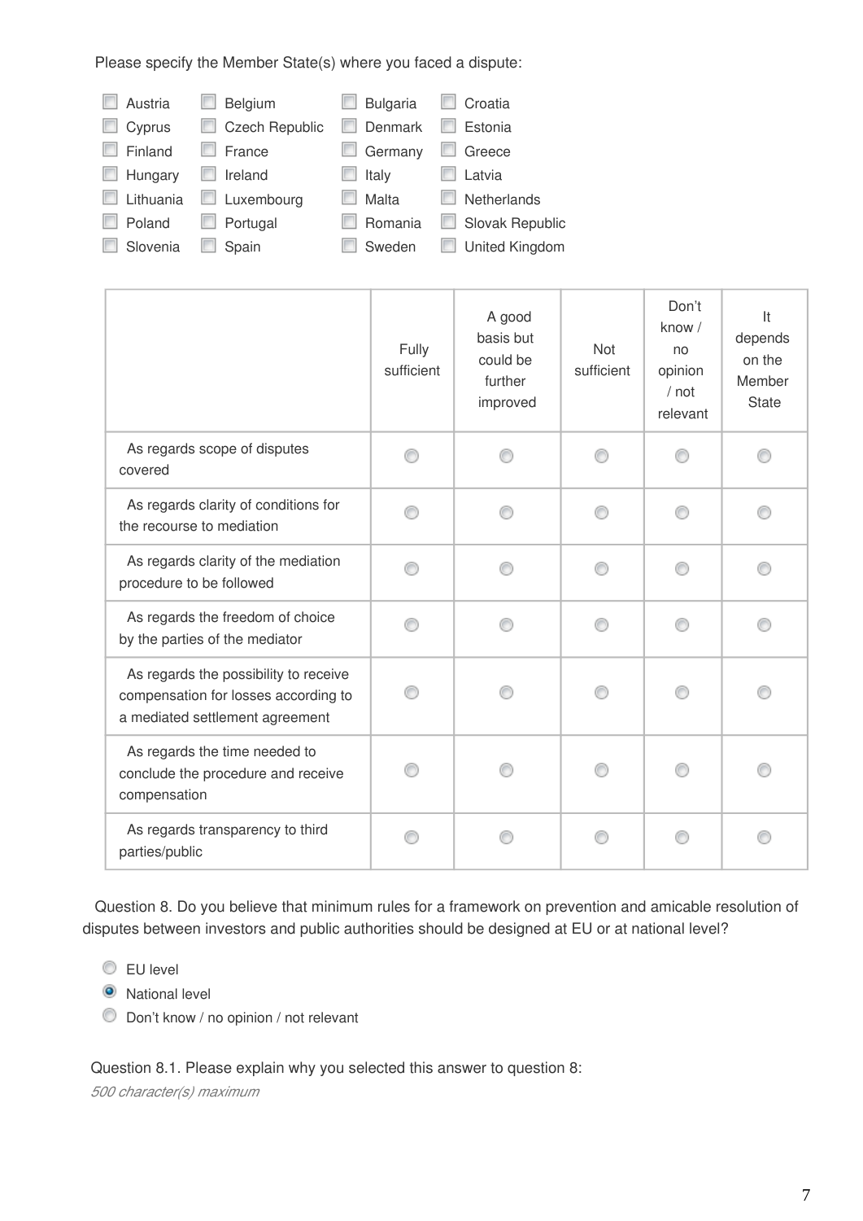Please specify the Member State(s) where you faced a dispute:

- [ ] Austria
- [ ] Belgium
- [ ] Bulgaria
- [ ] Croatia
- [ ] Cyprus
- [ ] Czech Republic
- [ ] Denmark
- [ ] Estonia
- [ ] Finland
- [ ] France
- [ ] Germany
- [ ] Greece
- [ ] Hungary
- [ ] Ireland
- [ ] Italy
- [ ] Latvia
- [ ] Lithuania
- [ ] Luxembourg
- [ ] Malta
- [ ] Netherlands
- [ ] Poland
- [ ] Portugal
- [ ] Romania
- [ ] Slovak Republic
- [ ] Slovenia
- [ ] Spain
- [ ] Sweden
- [ ] United Kingdom

| | Fully sufficient | A good basis but could be further improved | Not sufficient | Don't know / no opinion / not relevant | It depends on the Member State |
|---|---|---|---|---|---|
| As regards scope of disputes covered | ○ | ○ | ○ | ○ | ○ |
| As regards clarity of conditions for the recourse to mediation | ○ | ○ | ○ | ○ | ○ |
| As regards clarity of the mediation procedure to be followed | ○ | ○ | ○ | ○ | ○ |
| As regards the freedom of choice by the parties of the mediator | ○ | ○ | ○ | ○ | ○ |
| As regards the possibility to receive compensation for losses according to a mediated settlement agreement | ○ | ○ | ○ | ○ | ○ |
| As regards the time needed to conclude the procedure and receive compensation | ○ | ○ | ○ | ○ | ○ |
| As regards transparency to third parties/public | ○ | ○ | ○ | ○ | ○ |

Question 8. Do you believe that minimum rules for a framework on prevention and amicable resolution of disputes between investors and public authorities should be designed at EU or at national level?

- ○ EU level
- ◉ National level
- ○ Don't know / no opinion / not relevant

Question 8.1. Please explain why you selected this answer to question 8:

*500 character(s) maximum*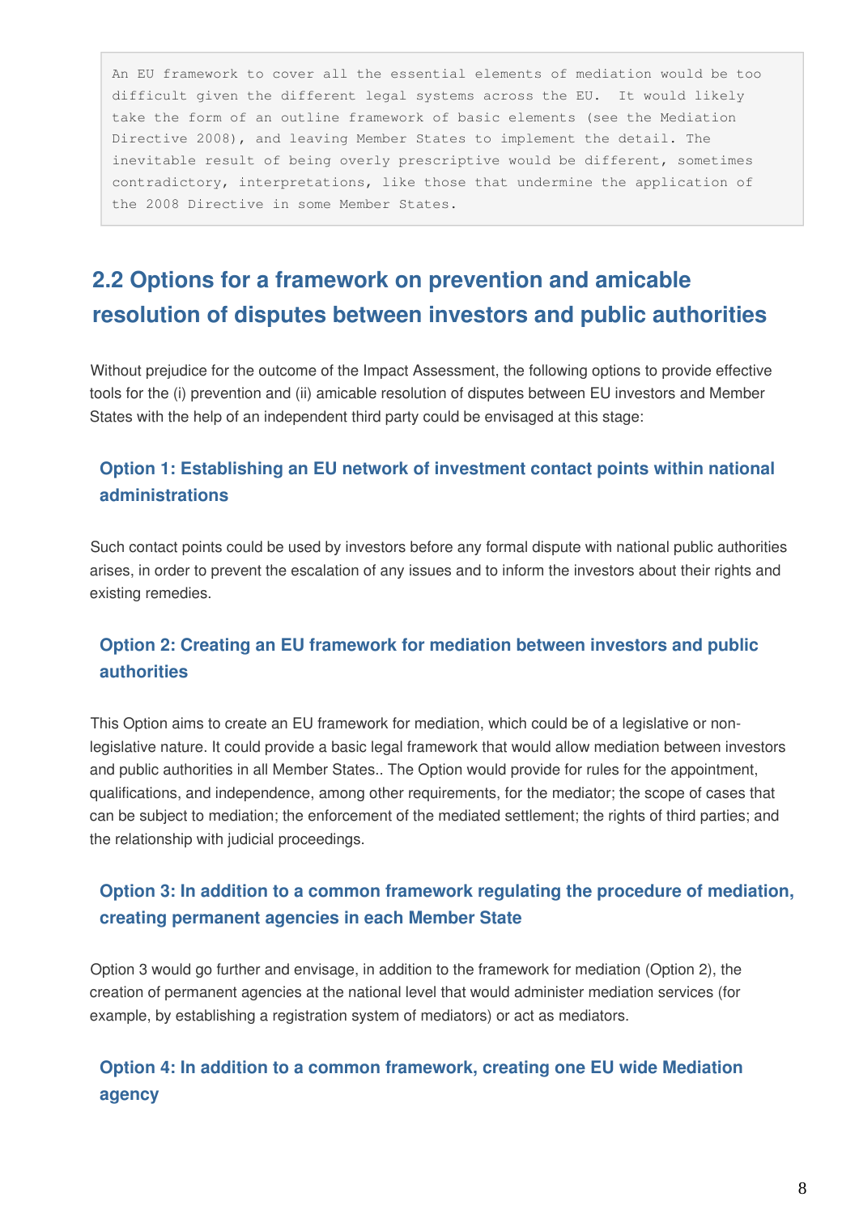```
An EU framework to cover all the essential elements of mediation would be too
difficult given the different legal systems across the EU.  It would likely
take the form of an outline framework of basic elements (see the Mediation
Directive 2008), and leaving Member States to implement the detail. The
inevitable result of being overly prescriptive would be different, sometimes
contradictory, interpretations, like those that undermine the application of
the 2008 Directive in some Member States.
```

## 2.2 Options for a framework on prevention and amicable resolution of disputes between investors and public authorities

Without prejudice for the outcome of the Impact Assessment, the following options to provide effective tools for the (i) prevention and (ii) amicable resolution of disputes between EU investors and Member States with the help of an independent third party could be envisaged at this stage:

### Option 1: Establishing an EU network of investment contact points within national administrations

Such contact points could be used by investors before any formal dispute with national public authorities arises, in order to prevent the escalation of any issues and to inform the investors about their rights and existing remedies.

### Option 2: Creating an EU framework for mediation between investors and public authorities

This Option aims to create an EU framework for mediation, which could be of a legislative or non-legislative nature. It could provide a basic legal framework that would allow mediation between investors and public authorities in all Member States.. The Option would provide for rules for the appointment, qualifications, and independence, among other requirements, for the mediator; the scope of cases that can be subject to mediation; the enforcement of the mediated settlement; the rights of third parties; and the relationship with judicial proceedings.

### Option 3: In addition to a common framework regulating the procedure of mediation, creating permanent agencies in each Member State

Option 3 would go further and envisage, in addition to the framework for mediation (Option 2), the creation of permanent agencies at the national level that would administer mediation services (for example, by establishing a registration system of mediators) or act as mediators.

### Option 4: In addition to a common framework, creating one EU wide Mediation agency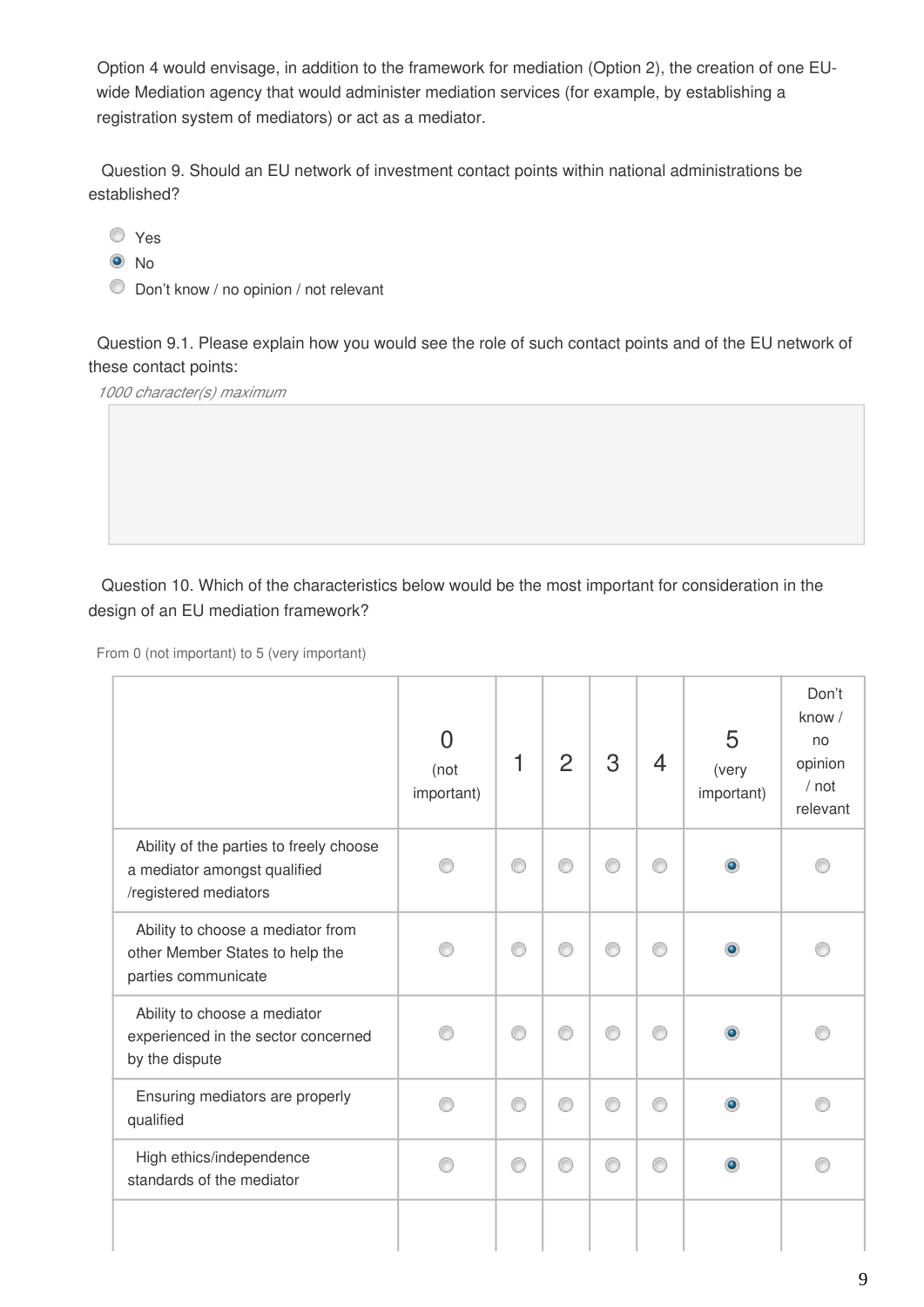Option 4 would envisage, in addition to the framework for mediation (Option 2), the creation of one EU-wide Mediation agency that would administer mediation services (for example, by establishing a registration system of mediators) or act as a mediator.

Question 9. Should an EU network of investment contact points within national administrations be established?

- ○ Yes
- ● No
- ○ Don't know / no opinion / not relevant

Question 9.1. Please explain how you would see the role of such contact points and of the EU network of these contact points:

*1000 character(s) maximum*

Question 10. Which of the characteristics below would be the most important for consideration in the design of an EU mediation framework?

From 0 (not important) to 5 (very important)

| | 0 (not important) | 1 | 2 | 3 | 4 | 5 (very important) | Don't know / no opinion / not relevant |
|---|---|---|---|---|---|---|---|
| Ability of the parties to freely choose a mediator amongst qualified /registered mediators | ○ | ○ | ○ | ○ | ○ | ● | ○ |
| Ability to choose a mediator from other Member States to help the parties communicate | ○ | ○ | ○ | ○ | ○ | ● | ○ |
| Ability to choose a mediator experienced in the sector concerned by the dispute | ○ | ○ | ○ | ○ | ○ | ● | ○ |
| Ensuring mediators are properly qualified | ○ | ○ | ○ | ○ | ○ | ● | ○ |
| High ethics/independence standards of the mediator | ○ | ○ | ○ | ○ | ○ | ● | ○ |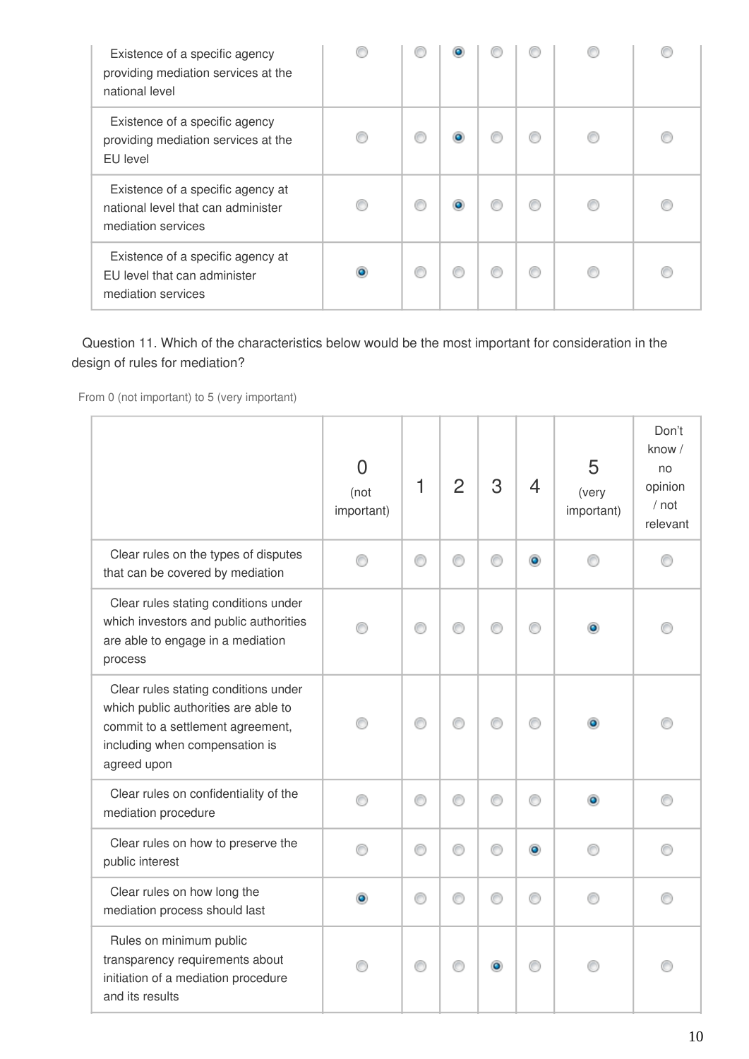| | | | | | | | |
|---|---|---|---|---|---|---|---|
| Existence of a specific agency providing mediation services at the national level | | | ◉ | | | | |
| Existence of a specific agency providing mediation services at the EU level | | | ◉ | | | | |
| Existence of a specific agency at national level that can administer mediation services | | | ◉ | | | | |
| Existence of a specific agency at EU level that can administer mediation services | ◉ | | | | | | |

Question 11. Which of the characteristics below would be the most important for consideration in the design of rules for mediation?

From 0 (not important) to 5 (very important)

| | 0 (not important) | 1 | 2 | 3 | 4 | 5 (very important) | Don't know / no opinion / not relevant |
|---|---|---|---|---|---|---|---|
| Clear rules on the types of disputes that can be covered by mediation | | | | | ◉ | | |
| Clear rules stating conditions under which investors and public authorities are able to engage in a mediation process | | | | | | ◉ | |
| Clear rules stating conditions under which public authorities are able to commit to a settlement agreement, including when compensation is agreed upon | | | | | | ◉ | |
| Clear rules on confidentiality of the mediation procedure | | | | | | ◉ | |
| Clear rules on how to preserve the public interest | | | | | ◉ | | |
| Clear rules on how long the mediation process should last | ◉ | | | | | | |
| Rules on minimum public transparency requirements about initiation of a mediation procedure and its results | | | | ◉ | | | |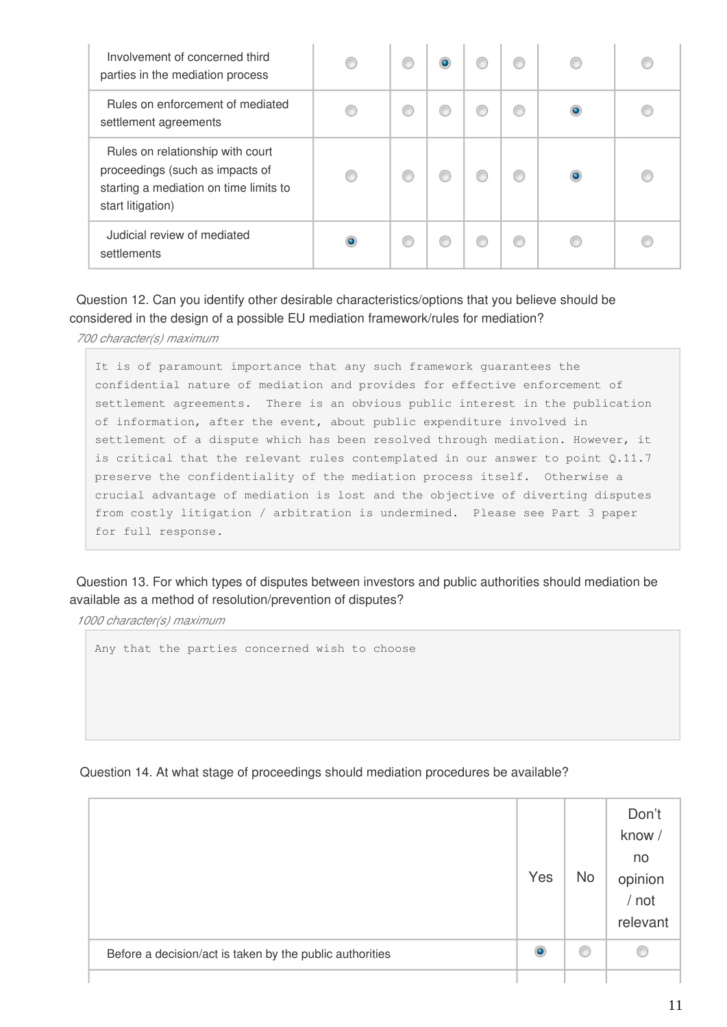| | | | | | | | |
|---|---|---|---|---|---|---|---|
| Involvement of concerned third parties in the mediation process | ○ | ○ | ◉ | ○ | ○ | ○ | ○ |
| Rules on enforcement of mediated settlement agreements | ○ | ○ | ○ | ○ | ○ | ◉ | ○ |
| Rules on relationship with court proceedings (such as impacts of starting a mediation on time limits to start litigation) | ○ | ○ | ○ | ○ | ○ | ◉ | ○ |
| Judicial review of mediated settlements | ◉ | ○ | ○ | ○ | ○ | ○ | ○ |

Question 12. Can you identify other desirable characteristics/options that you believe should be considered in the design of a possible EU mediation framework/rules for mediation?

*700 character(s) maximum*

```
It is of paramount importance that any such framework guarantees the
confidential nature of mediation and provides for effective enforcement of
settlement agreements.  There is an obvious public interest in the publication
of information, after the event, about public expenditure involved in
settlement of a dispute which has been resolved through mediation. However, it
is critical that the relevant rules contemplated in our answer to point Q.11.7
preserve the confidentiality of the mediation process itself.  Otherwise a
crucial advantage of mediation is lost and the objective of diverting disputes
from costly litigation / arbitration is undermined.  Please see Part 3 paper
for full response.
```

Question 13. For which types of disputes between investors and public authorities should mediation be available as a method of resolution/prevention of disputes?

*1000 character(s) maximum*

```
Any that the parties concerned wish to choose
```

Question 14. At what stage of proceedings should mediation procedures be available?

| | Yes | No | Don't know / no opinion / not relevant |
|---|---|---|---|
| Before a decision/act is taken by the public authorities | ◉ | ○ | ○ |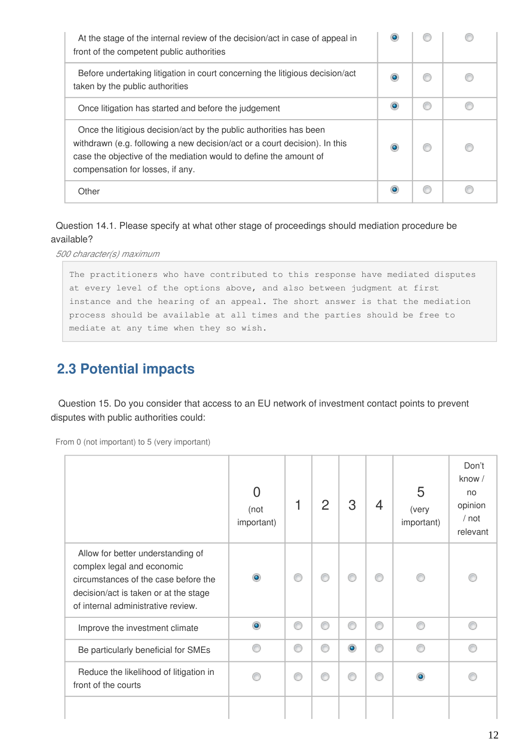| | | | |
|---|---|---|---|
| At the stage of the internal review of the decision/act in case of appeal in front of the competent public authorities | ◉ | ○ | ○ |
| Before undertaking litigation in court concerning the litigious decision/act taken by the public authorities | ◉ | ○ | ○ |
| Once litigation has started and before the judgement | ◉ | ○ | ○ |
| Once the litigious decision/act by the public authorities has been withdrawn (e.g. following a new decision/act or a court decision). In this case the objective of the mediation would to define the amount of compensation for losses, if any. | ◉ | ○ | ○ |
| Other | ◉ | ○ | ○ |

Question 14.1. Please specify at what other stage of proceedings should mediation procedure be available?

*500 character(s) maximum*

```
The practitioners who have contributed to this response have mediated disputes
at every level of the options above, and also between judgment at first
instance and the hearing of an appeal. The short answer is that the mediation
process should be available at all times and the parties should be free to
mediate at any time when they so wish.
```

## 2.3 Potential impacts

Question 15. Do you consider that access to an EU network of investment contact points to prevent disputes with public authorities could:

From 0 (not important) to 5 (very important)

| | 0 (not important) | 1 | 2 | 3 | 4 | 5 (very important) | Don't know / no opinion / not relevant |
|---|---|---|---|---|---|---|---|
| Allow for better understanding of complex legal and economic circumstances of the case before the decision/act is taken or at the stage of internal administrative review. | ◉ | ○ | ○ | ○ | ○ | ○ | ○ |
| Improve the investment climate | ◉ | ○ | ○ | ○ | ○ | ○ | ○ |
| Be particularly beneficial for SMEs | ○ | ○ | ○ | ◉ | ○ | ○ | ○ |
| Reduce the likelihood of litigation in front of the courts | ○ | ○ | ○ | ○ | ○ | ◉ | ○ |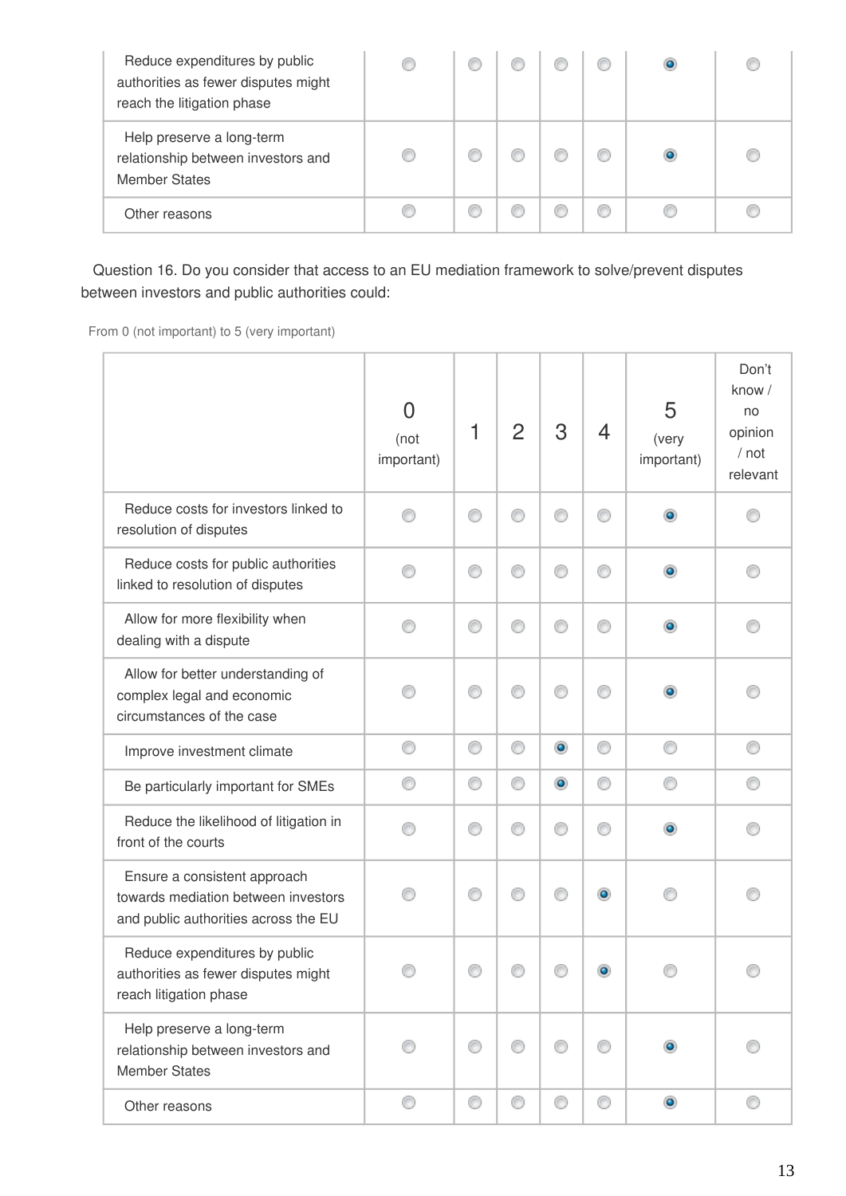| | | | | | | | |
|---|---|---|---|---|---|---|---|
| Reduce expenditures by public authorities as fewer disputes might reach the litigation phase | | | | | | ◉ | |
| Help preserve a long-term relationship between investors and Member States | | | | | | ◉ | |
| Other reasons | | | | | | | |

Question 16. Do you consider that access to an EU mediation framework to solve/prevent disputes between investors and public authorities could:

From 0 (not important) to 5 (very important)

| | 0 (not important) | 1 | 2 | 3 | 4 | 5 (very important) | Don't know / no opinion / not relevant |
|---|---|---|---|---|---|---|---|
| Reduce costs for investors linked to resolution of disputes | | | | | | ◉ | |
| Reduce costs for public authorities linked to resolution of disputes | | | | | | ◉ | |
| Allow for more flexibility when dealing with a dispute | | | | | | ◉ | |
| Allow for better understanding of complex legal and economic circumstances of the case | | | | | | ◉ | |
| Improve investment climate | | | | ◉ | | | |
| Be particularly important for SMEs | | | | ◉ | | | |
| Reduce the likelihood of litigation in front of the courts | | | | | | ◉ | |
| Ensure a consistent approach towards mediation between investors and public authorities across the EU | | | | | ◉ | | |
| Reduce expenditures by public authorities as fewer disputes might reach litigation phase | | | | | ◉ | | |
| Help preserve a long-term relationship between investors and Member States | | | | | | ◉ | |
| Other reasons | | | | | | ◉ | |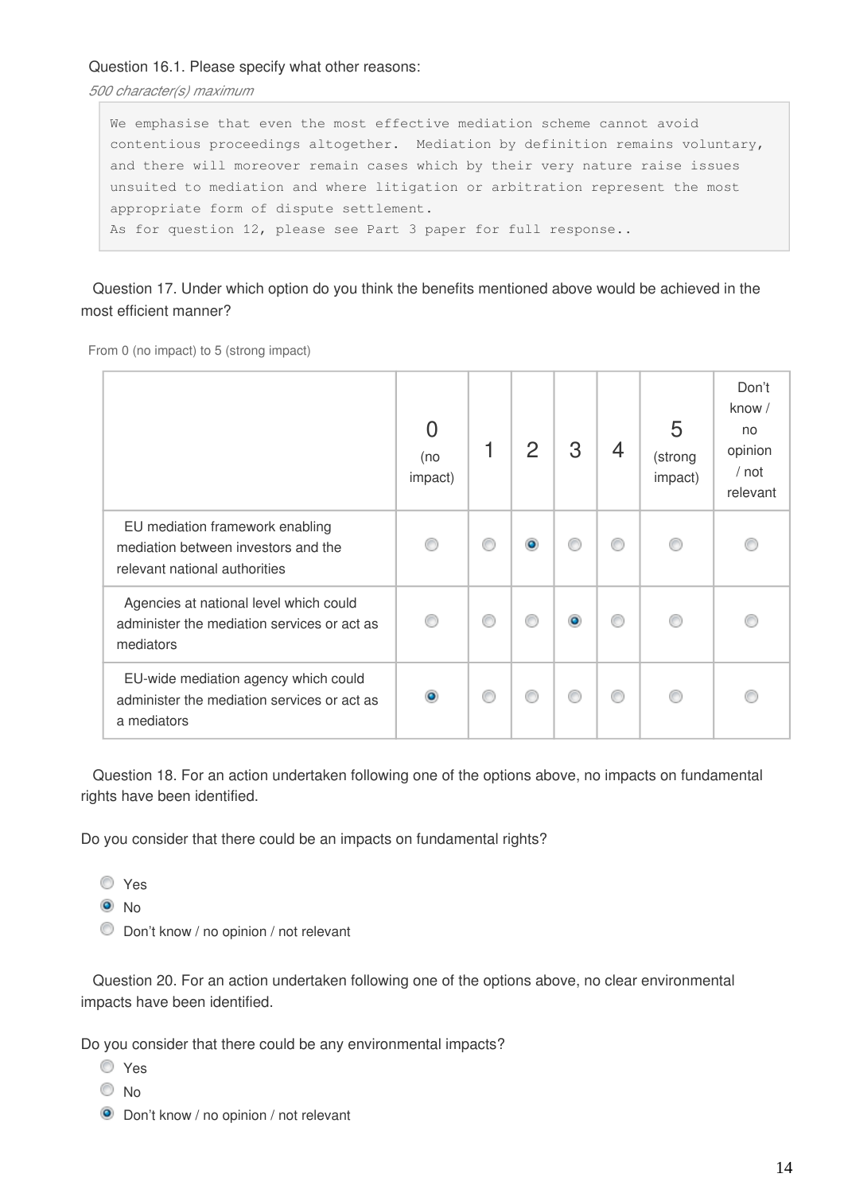Question 16.1. Please specify what other reasons:

*500 character(s) maximum*

```
We emphasise that even the most effective mediation scheme cannot avoid
contentious proceedings altogether.  Mediation by definition remains voluntary,
and there will moreover remain cases which by their very nature raise issues
unsuited to mediation and where litigation or arbitration represent the most
appropriate form of dispute settlement.
As for question 12, please see Part 3 paper for full response..
```

Question 17. Under which option do you think the benefits mentioned above would be achieved in the most efficient manner?

From 0 (no impact) to 5 (strong impact)

| | 0 (no impact) | 1 | 2 | 3 | 4 | 5 (strong impact) | Don't know / no opinion / not relevant |
|---|---|---|---|---|---|---|---|
| EU mediation framework enabling mediation between investors and the relevant national authorities | ○ | ○ | ● | ○ | ○ | ○ | ○ |
| Agencies at national level which could administer the mediation services or act as mediators | ○ | ○ | ○ | ● | ○ | ○ | ○ |
| EU-wide mediation agency which could administer the mediation services or act as a mediators | ● | ○ | ○ | ○ | ○ | ○ | ○ |

Question 18. For an action undertaken following one of the options above, no impacts on fundamental rights have been identified.

Do you consider that there could be an impacts on fundamental rights?

- ○ Yes
- ● No
- ○ Don't know / no opinion / not relevant

Question 20. For an action undertaken following one of the options above, no clear environmental impacts have been identified.

Do you consider that there could be any environmental impacts?

- ○ Yes
- ○ No
- ● Don't know / no opinion / not relevant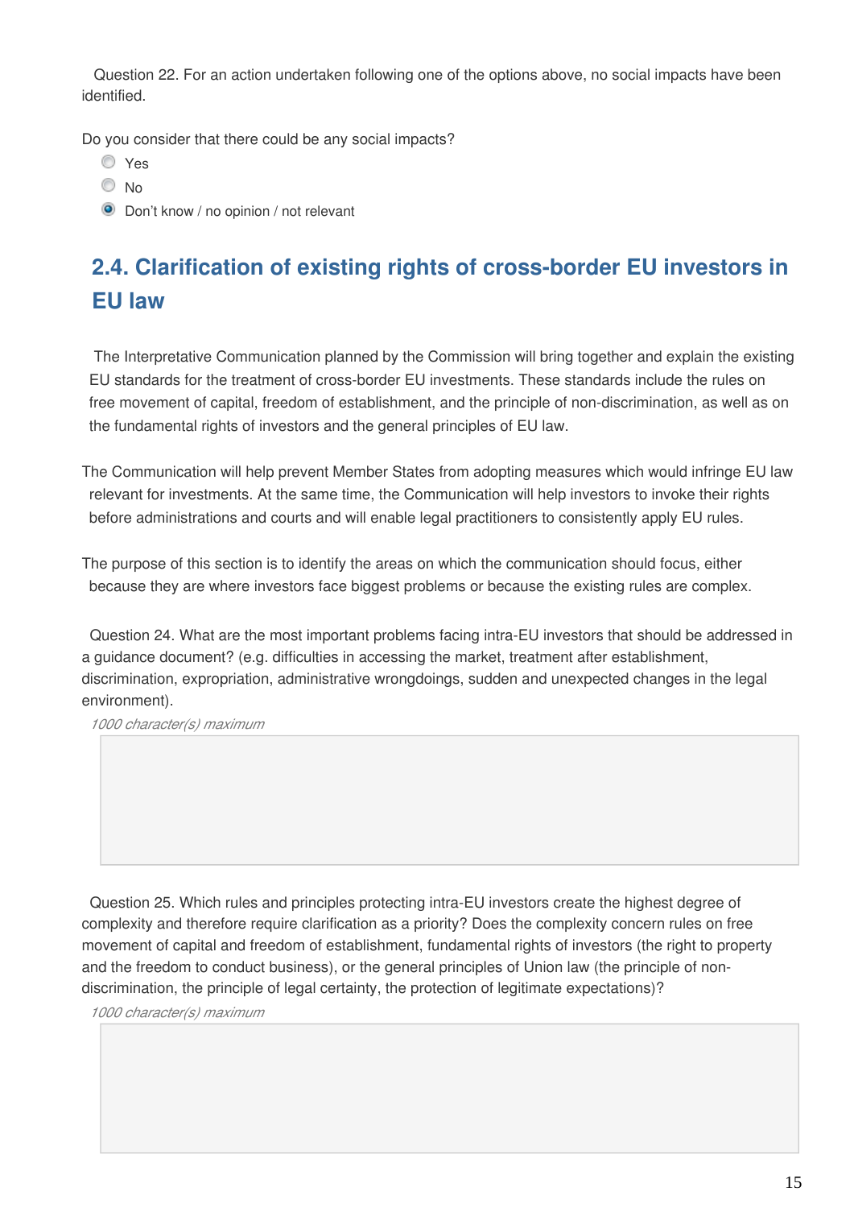Question 22. For an action undertaken following one of the options above, no social impacts have been identified.

Do you consider that there could be any social impacts?

- ○ Yes
- ○ No
- ● Don't know / no opinion / not relevant

## 2.4. Clarification of existing rights of cross-border EU investors in EU law

The Interpretative Communication planned by the Commission will bring together and explain the existing EU standards for the treatment of cross-border EU investments. These standards include the rules on free movement of capital, freedom of establishment, and the principle of non-discrimination, as well as on the fundamental rights of investors and the general principles of EU law.

The Communication will help prevent Member States from adopting measures which would infringe EU law relevant for investments. At the same time, the Communication will help investors to invoke their rights before administrations and courts and will enable legal practitioners to consistently apply EU rules.

The purpose of this section is to identify the areas on which the communication should focus, either because they are where investors face biggest problems or because the existing rules are complex.

Question 24. What are the most important problems facing intra-EU investors that should be addressed in a guidance document? (e.g. difficulties in accessing the market, treatment after establishment, discrimination, expropriation, administrative wrongdoings, sudden and unexpected changes in the legal environment).

*1000 character(s) maximum*

Question 25. Which rules and principles protecting intra-EU investors create the highest degree of complexity and therefore require clarification as a priority? Does the complexity concern rules on free movement of capital and freedom of establishment, fundamental rights of investors (the right to property and the freedom to conduct business), or the general principles of Union law (the principle of non-discrimination, the principle of legal certainty, the protection of legitimate expectations)?

*1000 character(s) maximum*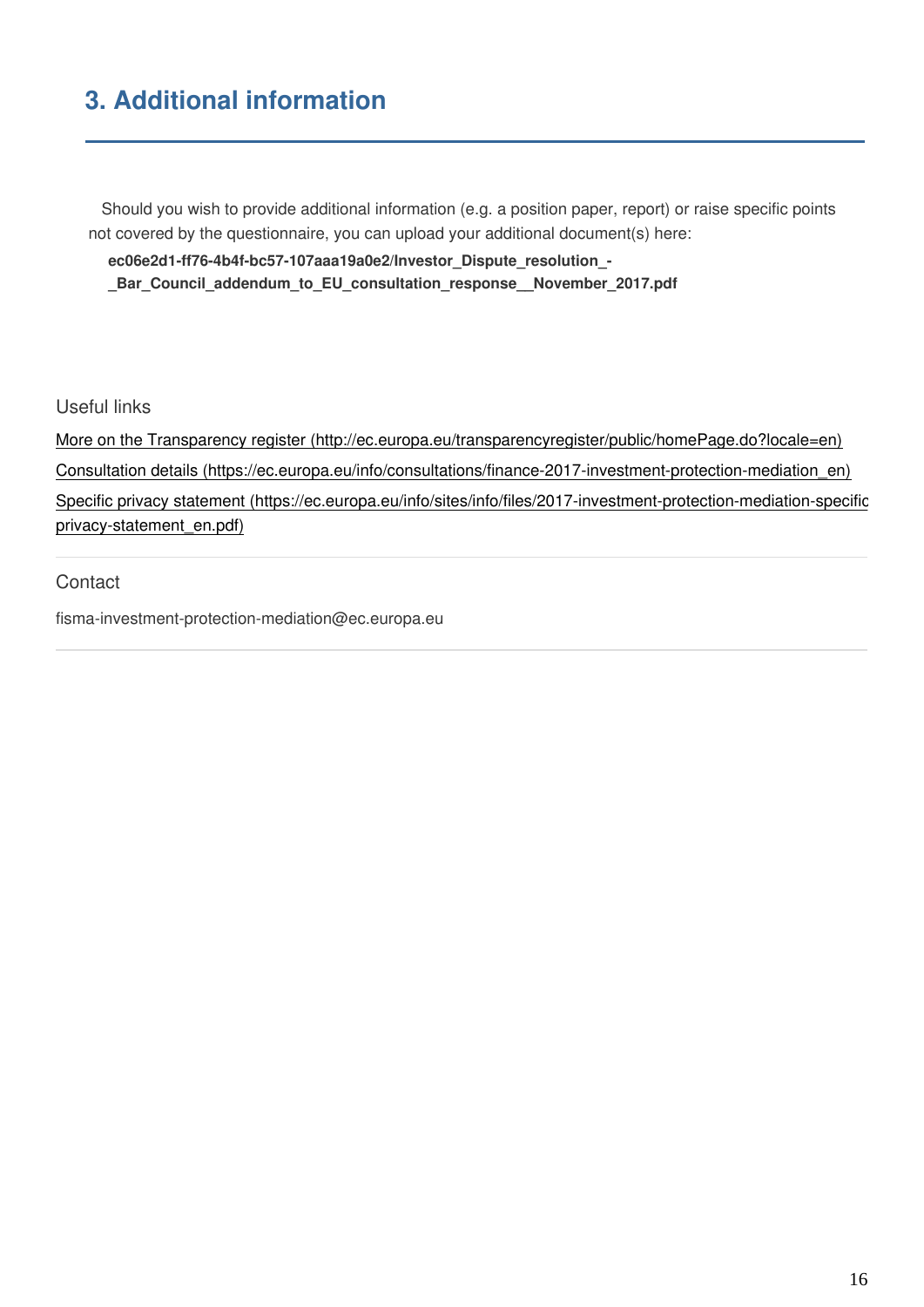## 3. Additional information

Should you wish to provide additional information (e.g. a position paper, report) or raise specific points not covered by the questionnaire, you can upload your additional document(s) here:

**ec06e2d1-ff76-4b4f-bc57-107aaa19a0e2/Investor_Dispute_resolution_-_Bar_Council_addendum_to_EU_consultation_response__November_2017.pdf**

Useful links

More on the Transparency register (http://ec.europa.eu/transparencyregister/public/homePage.do?locale=en)

Consultation details (https://ec.europa.eu/info/consultations/finance-2017-investment-protection-mediation_en)

Specific privacy statement (https://ec.europa.eu/info/sites/info/files/2017-investment-protection-mediation-specific-privacy-statement_en.pdf)

Contact

fisma-investment-protection-mediation@ec.europa.eu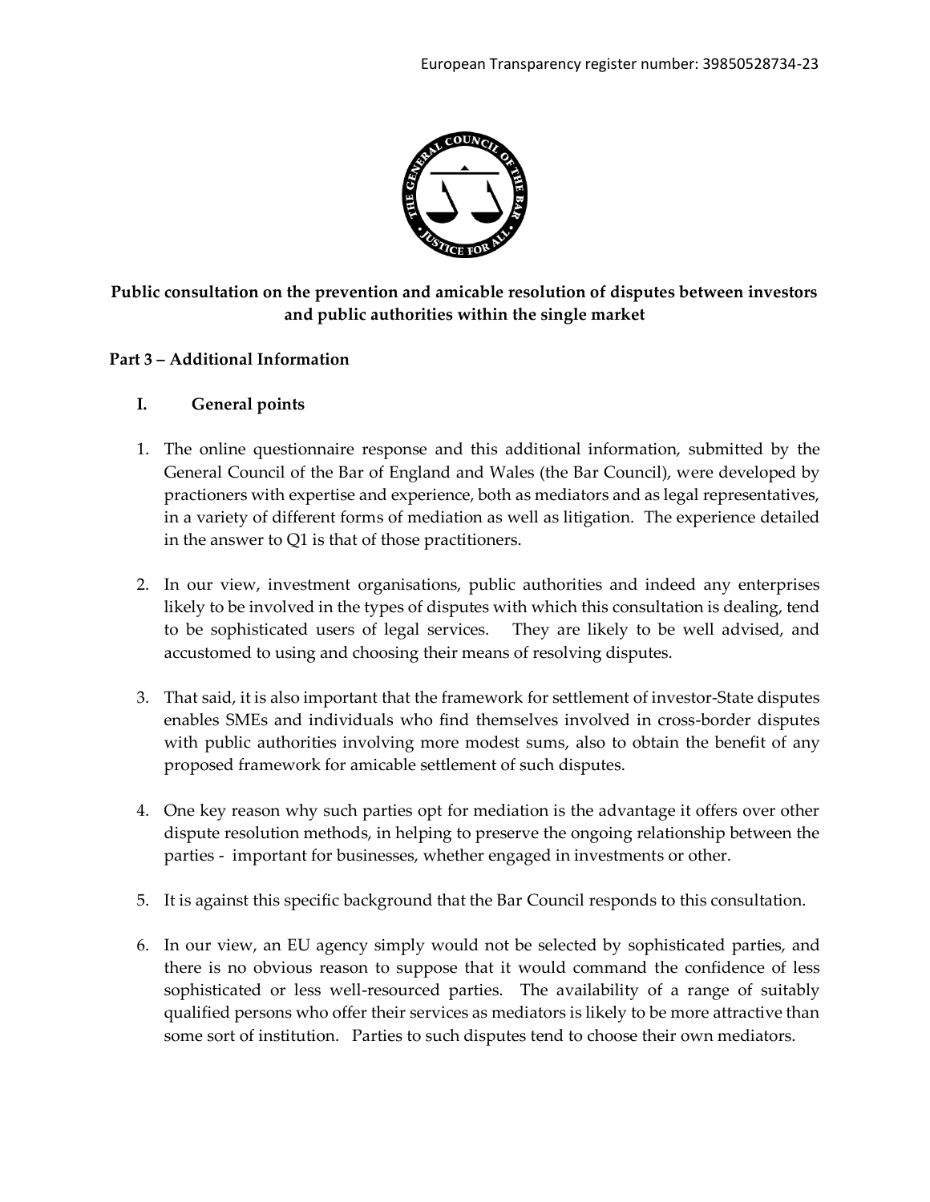European Transparency register number: 39850528734-23

**Public consultation on the prevention and amicable resolution of disputes between investors and public authorities within the single market**

**Part 3 – Additional Information**

## I. General points

1. The online questionnaire response and this additional information, submitted by the General Council of the Bar of England and Wales (the Bar Council), were developed by practioners with expertise and experience, both as mediators and as legal representatives, in a variety of different forms of mediation as well as litigation. The experience detailed in the answer to Q1 is that of those practitioners.

2. In our view, investment organisations, public authorities and indeed any enterprises likely to be involved in the types of disputes with which this consultation is dealing, tend to be sophisticated users of legal services. They are likely to be well advised, and accustomed to using and choosing their means of resolving disputes.

3. That said, it is also important that the framework for settlement of investor-State disputes enables SMEs and individuals who find themselves involved in cross-border disputes with public authorities involving more modest sums, also to obtain the benefit of any proposed framework for amicable settlement of such disputes.

4. One key reason why such parties opt for mediation is the advantage it offers over other dispute resolution methods, in helping to preserve the ongoing relationship between the parties - important for businesses, whether engaged in investments or other.

5. It is against this specific background that the Bar Council responds to this consultation.

6. In our view, an EU agency simply would not be selected by sophisticated parties, and there is no obvious reason to suppose that it would command the confidence of less sophisticated or less well-resourced parties. The availability of a range of suitably qualified persons who offer their services as mediators is likely to be more attractive than some sort of institution. Parties to such disputes tend to choose their own mediators.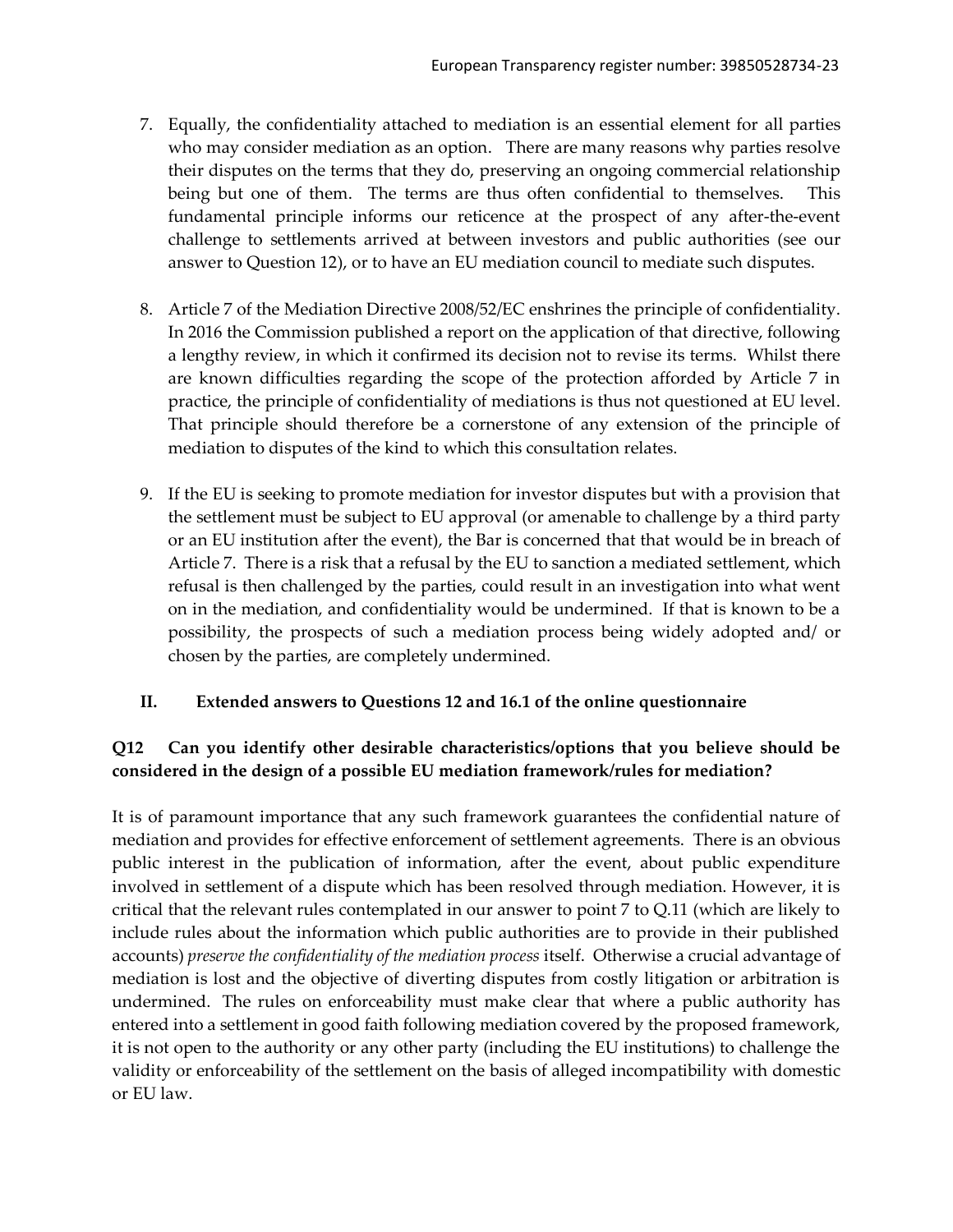7. Equally, the confidentiality attached to mediation is an essential element for all parties who may consider mediation as an option. There are many reasons why parties resolve their disputes on the terms that they do, preserving an ongoing commercial relationship being but one of them. The terms are thus often confidential to themselves. This fundamental principle informs our reticence at the prospect of any after-the-event challenge to settlements arrived at between investors and public authorities (see our answer to Question 12), or to have an EU mediation council to mediate such disputes.

8. Article 7 of the Mediation Directive 2008/52/EC enshrines the principle of confidentiality. In 2016 the Commission published a report on the application of that directive, following a lengthy review, in which it confirmed its decision not to revise its terms. Whilst there are known difficulties regarding the scope of the protection afforded by Article 7 in practice, the principle of confidentiality of mediations is thus not questioned at EU level. That principle should therefore be a cornerstone of any extension of the principle of mediation to disputes of the kind to which this consultation relates.

9. If the EU is seeking to promote mediation for investor disputes but with a provision that the settlement must be subject to EU approval (or amenable to challenge by a third party or an EU institution after the event), the Bar is concerned that that would be in breach of Article 7. There is a risk that a refusal by the EU to sanction a mediated settlement, which refusal is then challenged by the parties, could result in an investigation into what went on in the mediation, and confidentiality would be undermined. If that is known to be a possibility, the prospects of such a mediation process being widely adopted and/ or chosen by the parties, are completely undermined.

## II. Extended answers to Questions 12 and 16.1 of the online questionnaire

### Q12 Can you identify other desirable characteristics/options that you believe should be considered in the design of a possible EU mediation framework/rules for mediation?

It is of paramount importance that any such framework guarantees the confidential nature of mediation and provides for effective enforcement of settlement agreements. There is an obvious public interest in the publication of information, after the event, about public expenditure involved in settlement of a dispute which has been resolved through mediation. However, it is critical that the relevant rules contemplated in our answer to point 7 to Q.11 (which are likely to include rules about the information which public authorities are to provide in their published accounts) *preserve the confidentiality of the mediation process* itself. Otherwise a crucial advantage of mediation is lost and the objective of diverting disputes from costly litigation or arbitration is undermined. The rules on enforceability must make clear that where a public authority has entered into a settlement in good faith following mediation covered by the proposed framework, it is not open to the authority or any other party (including the EU institutions) to challenge the validity or enforceability of the settlement on the basis of alleged incompatibility with domestic or EU law.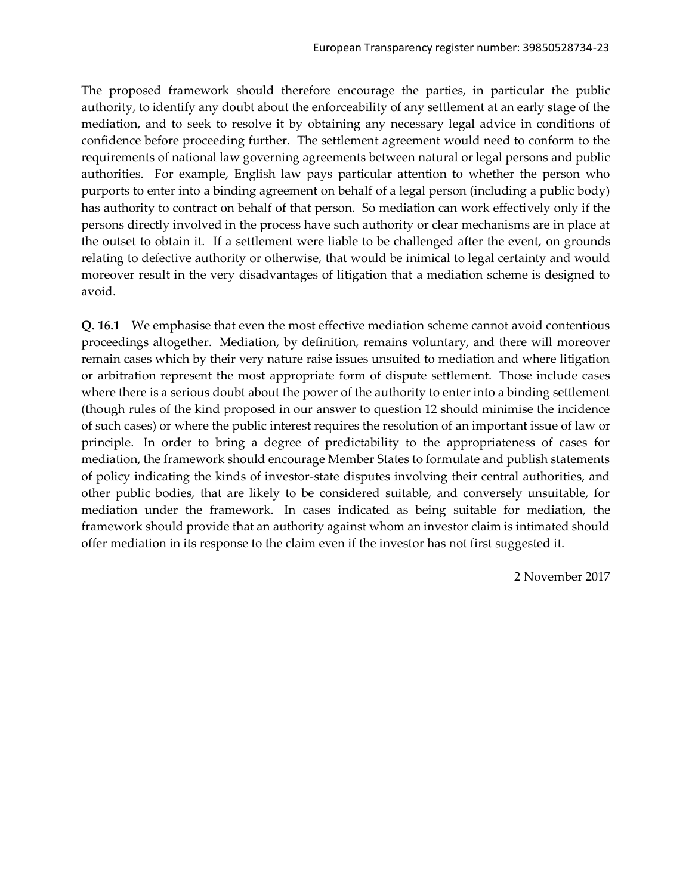The proposed framework should therefore encourage the parties, in particular the public authority, to identify any doubt about the enforceability of any settlement at an early stage of the mediation, and to seek to resolve it by obtaining any necessary legal advice in conditions of confidence before proceeding further. The settlement agreement would need to conform to the requirements of national law governing agreements between natural or legal persons and public authorities. For example, English law pays particular attention to whether the person who purports to enter into a binding agreement on behalf of a legal person (including a public body) has authority to contract on behalf of that person. So mediation can work effectively only if the persons directly involved in the process have such authority or clear mechanisms are in place at the outset to obtain it. If a settlement were liable to be challenged after the event, on grounds relating to defective authority or otherwise, that would be inimical to legal certainty and would moreover result in the very disadvantages of litigation that a mediation scheme is designed to avoid.

**Q. 16.1** We emphasise that even the most effective mediation scheme cannot avoid contentious proceedings altogether. Mediation, by definition, remains voluntary, and there will moreover remain cases which by their very nature raise issues unsuited to mediation and where litigation or arbitration represent the most appropriate form of dispute settlement. Those include cases where there is a serious doubt about the power of the authority to enter into a binding settlement (though rules of the kind proposed in our answer to question 12 should minimise the incidence of such cases) or where the public interest requires the resolution of an important issue of law or principle. In order to bring a degree of predictability to the appropriateness of cases for mediation, the framework should encourage Member States to formulate and publish statements of policy indicating the kinds of investor-state disputes involving their central authorities, and other public bodies, that are likely to be considered suitable, and conversely unsuitable, for mediation under the framework. In cases indicated as being suitable for mediation, the framework should provide that an authority against whom an investor claim is intimated should offer mediation in its response to the claim even if the investor has not first suggested it.

2 November 2017